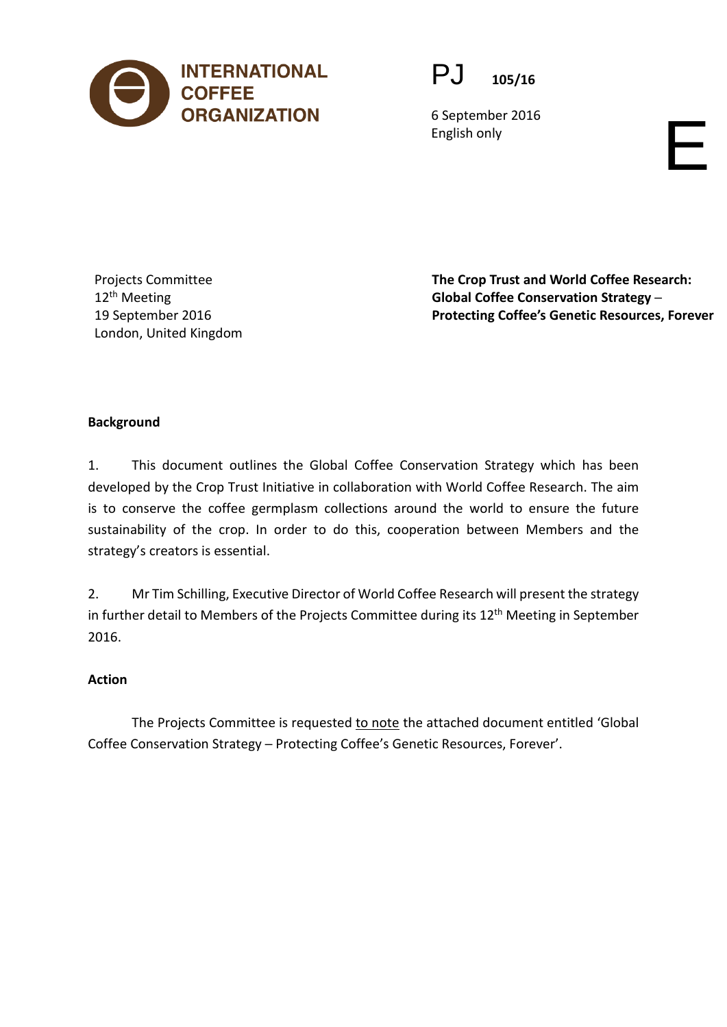**INTERNATIONAL COFFEE ORGANIZATION**

PJ 105/16

6 September 2016
English only

E

Projects Committee
12th Meeting
19 September 2016
London, United Kingdom

**The Crop Trust and World Coffee Research: Global Coffee Conservation Strategy – Protecting Coffee's Genetic Resources, Forever**

**Background**

1. This document outlines the Global Coffee Conservation Strategy which has been developed by the Crop Trust Initiative in collaboration with World Coffee Research. The aim is to conserve the coffee germplasm collections around the world to ensure the future sustainability of the crop. In order to do this, cooperation between Members and the strategy's creators is essential.

2. Mr Tim Schilling, Executive Director of World Coffee Research will present the strategy in further detail to Members of the Projects Committee during its 12th Meeting in September 2016.

**Action**

The Projects Committee is requested to note the attached document entitled 'Global Coffee Conservation Strategy – Protecting Coffee's Genetic Resources, Forever'.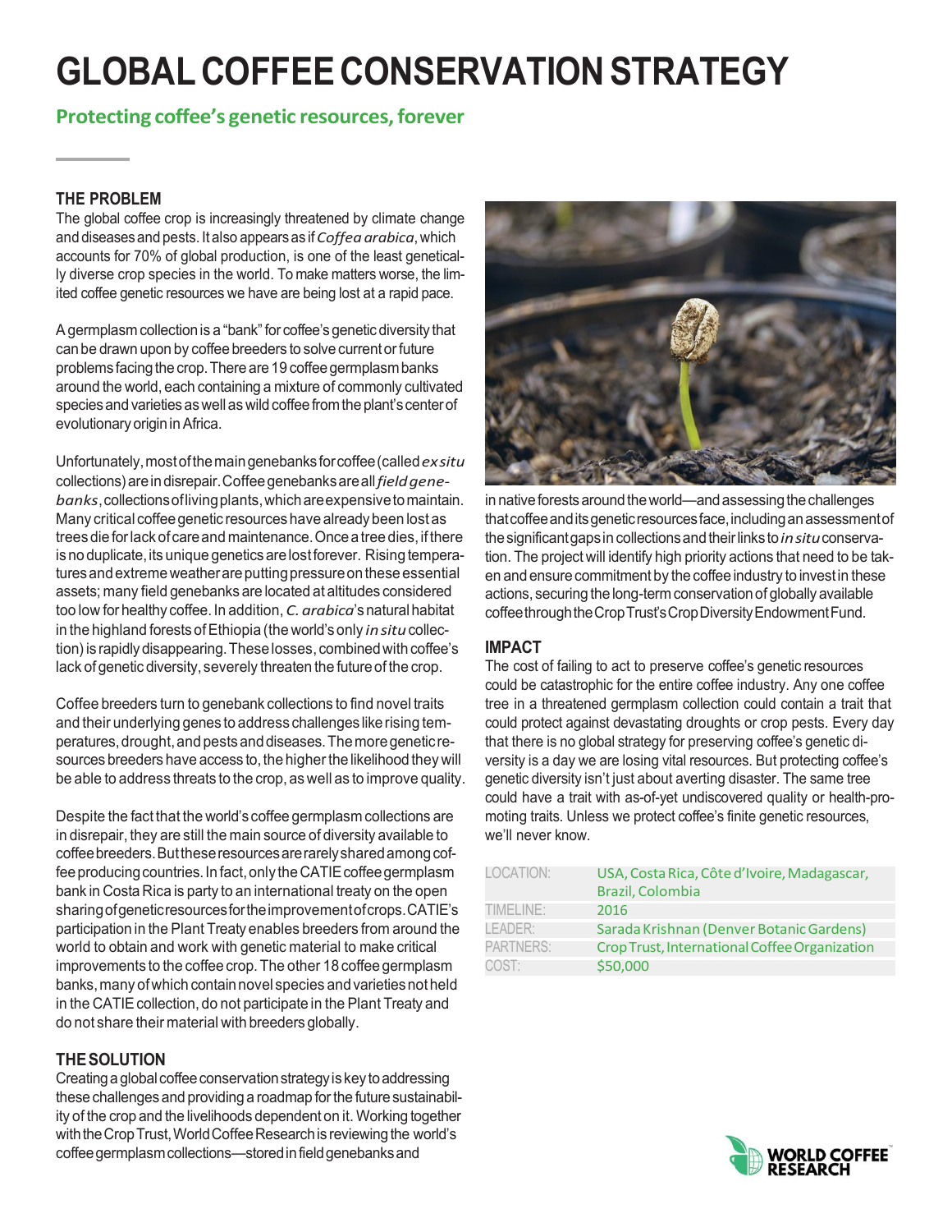# GLOBAL COFFEE CONSERVATION STRATEGY

## Protecting coffee's genetic resources, forever

### THE PROBLEM

The global coffee crop is increasingly threatened by climate change and diseases and pests. It also appears as if *Coffea arabica*, which accounts for 70% of global production, is one of the least genetically diverse crop species in the world. To make matters worse, the limited coffee genetic resources we have are being lost at a rapid pace.

A germplasm collection is a "bank" for coffee's genetic diversity that can be drawn upon by coffee breeders to solve current or future problems facing the crop. There are 19 coffee germplasm banks around the world, each containing a mixture of commonly cultivated species and varieties as well as wild coffee from the plant's center of evolutionary origin in Africa.

Unfortunately, most of the main genebanks for coffee (called *ex situ* collections) are in disrepair. Coffee genebanks are all *field genebanks*, collections of living plants, which are expensive to maintain. Many critical coffee genetic resources have already been lost as trees die for lack of care and maintenance. Once a tree dies, if there is no duplicate, its unique genetics are lost forever. Rising temperatures and extreme weather are putting pressure on these essential assets; many field genebanks are located at altitudes considered too low for healthy coffee. In addition, *C. arabica*'s natural habitat in the highland forests of Ethiopia (the world's only *in situ* collection) is rapidly disappearing. These losses, combined with coffee's lack of genetic diversity, severely threaten the future of the crop.

Coffee breeders turn to genebank collections to find novel traits and their underlying genes to address challenges like rising temperatures, drought, and pests and diseases. The more genetic resources breeders have access to, the higher the likelihood they will be able to address threats to the crop, as well as to improve quality.

Despite the fact that the world's coffee germplasm collections are in disrepair, they are still the main source of diversity available to coffee breeders. But these resources are rarely shared among coffee producing countries. In fact, only the CATIE coffee germplasm bank in Costa Rica is party to an international treaty on the open sharing of genetic resources for the improvement of crops. CATIE's participation in the Plant Treaty enables breeders from around the world to obtain and work with genetic material to make critical improvements to the coffee crop. The other 18 coffee germplasm banks, many of which contain novel species and varieties not held in the CATIE collection, do not participate in the Plant Treaty and do not share their material with breeders globally.

### THE SOLUTION

Creating a global coffee conservation strategy is key to addressing these challenges and providing a roadmap for the future sustainability of the crop and the livelihoods dependent on it. Working together with the Crop Trust, World Coffee Research is reviewing the world's coffee germplasm collections—stored in field genebanks and in native forests around the world—and assessing the challenges that coffee and its genetic resources face, including an assessment of the significant gaps in collections and their links to *in situ* conservation. The project will identify high priority actions that need to be taken and ensure commitment by the coffee industry to invest in these actions, securing the long-term conservation of globally available coffee through the Crop Trust's Crop Diversity Endowment Fund.

### IMPACT

The cost of failing to act to preserve coffee's genetic resources could be catastrophic for the entire coffee industry. Any one coffee tree in a threatened germplasm collection could contain a trait that could protect against devastating droughts or crop pests. Every day that there is no global strategy for preserving coffee's genetic diversity is a day we are losing vital resources. But protecting coffee's genetic diversity isn't just about averting disaster. The same tree could have a trait with as-of-yet undiscovered quality or health-promoting traits. Unless we protect coffee's finite genetic resources, we'll never know.

| | |
|---|---|
| LOCATION: | USA, Costa Rica, Côte d'Ivoire, Madagascar, Brazil, Colombia |
| TIMELINE: | 2016 |
| LEADER: | Sarada Krishnan (Denver Botanic Gardens) |
| PARTNERS: | Crop Trust, International Coffee Organization |
| COST: | $50,000 |